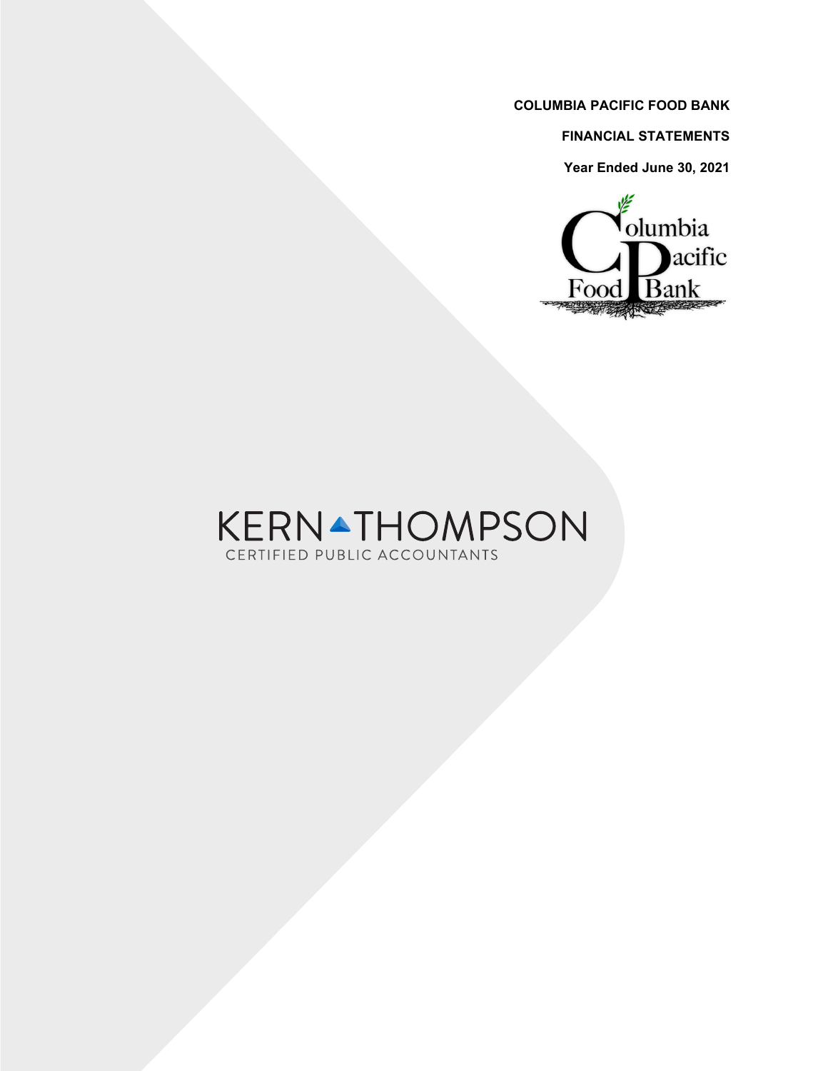**COLUMBIA PACIFIC FOOD BANK**

**FINANCIAL STATEMENTS**

**Year Ended June 30, 2021**

Columbia Pacific Food Bank

KERN THOMPSON
CERTIFIED PUBLIC ACCOUNTANTS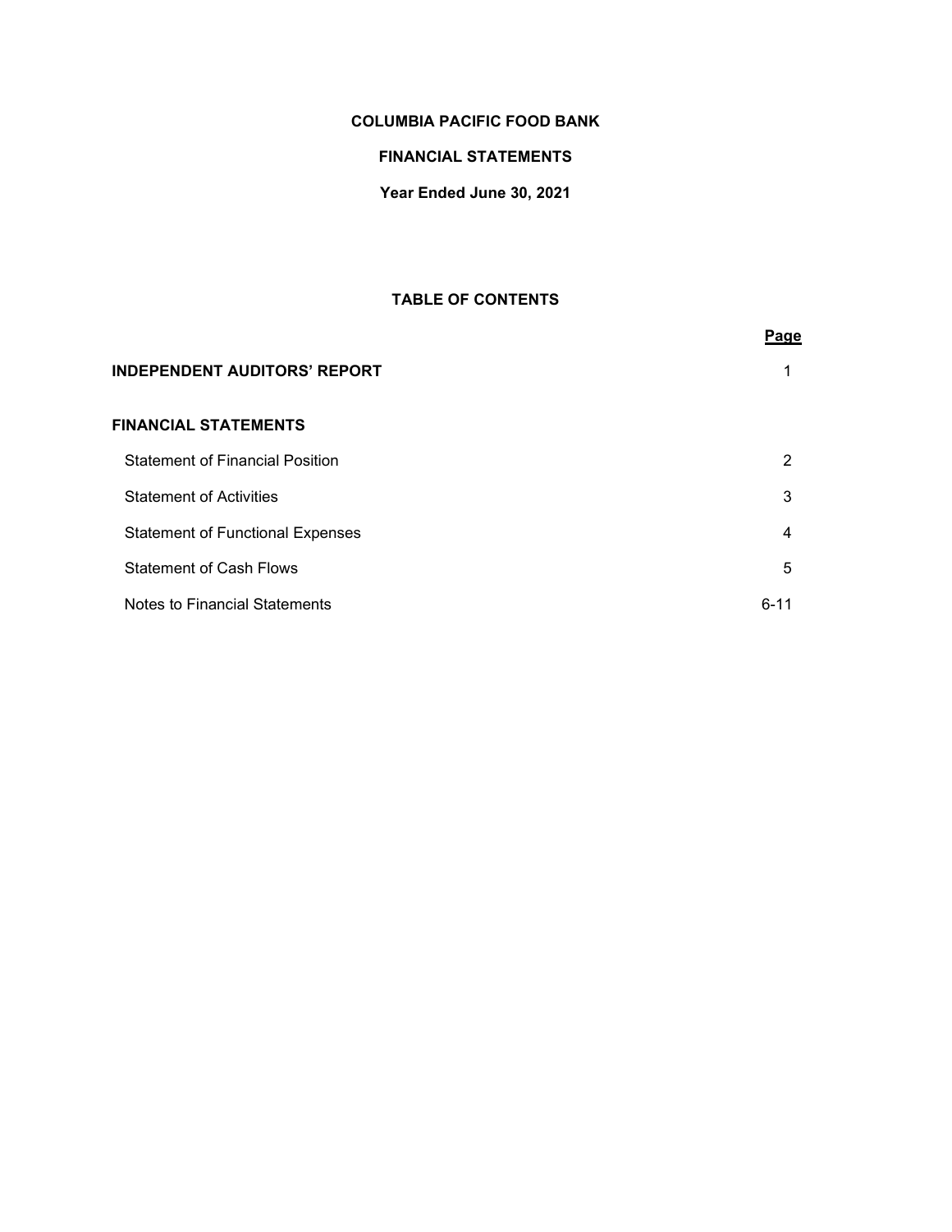# COLUMBIA PACIFIC FOOD BANK

## FINANCIAL STATEMENTS

### Year Ended June 30, 2021

## TABLE OF CONTENTS

| | Page |
|---|---|
| **INDEPENDENT AUDITORS' REPORT** | 1 |
| **FINANCIAL STATEMENTS** | |
| Statement of Financial Position | 2 |
| Statement of Activities | 3 |
| Statement of Functional Expenses | 4 |
| Statement of Cash Flows | 5 |
| Notes to Financial Statements | 6-11 |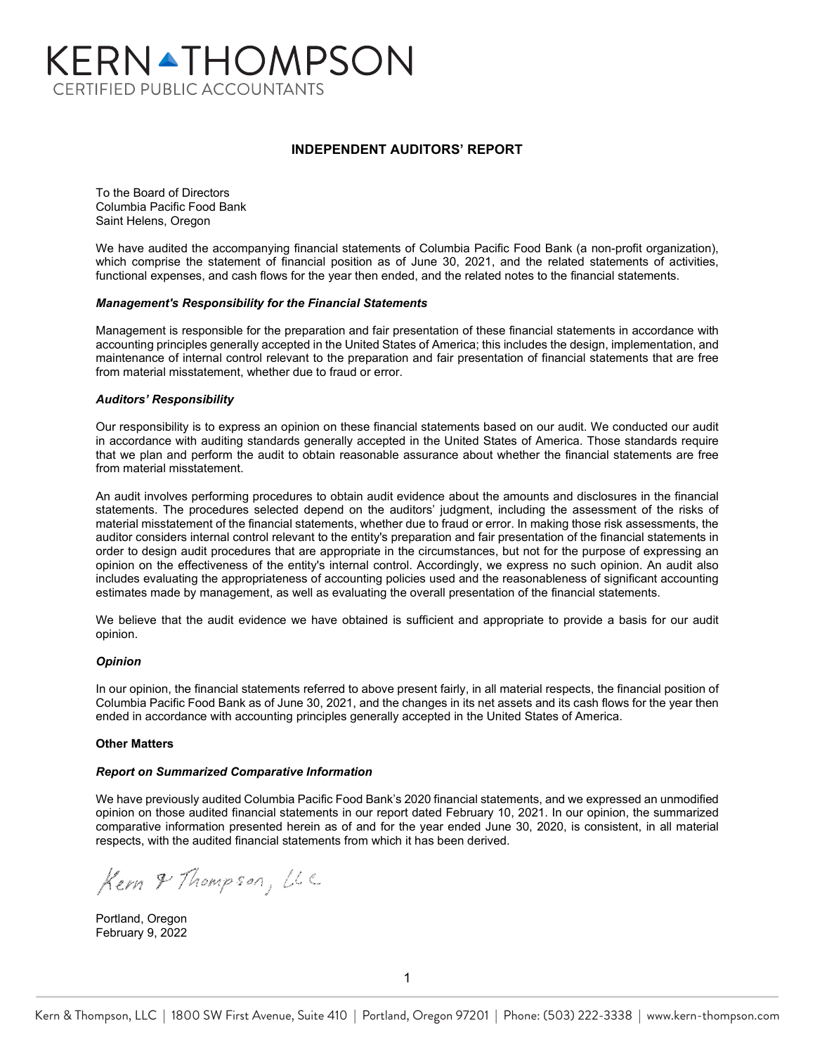# KERN THOMPSON

CERTIFIED PUBLIC ACCOUNTANTS

## INDEPENDENT AUDITORS' REPORT

To the Board of Directors
Columbia Pacific Food Bank
Saint Helens, Oregon

We have audited the accompanying financial statements of Columbia Pacific Food Bank (a non-profit organization), which comprise the statement of financial position as of June 30, 2021, and the related statements of activities, functional expenses, and cash flows for the year then ended, and the related notes to the financial statements.

***Management's Responsibility for the Financial Statements***

Management is responsible for the preparation and fair presentation of these financial statements in accordance with accounting principles generally accepted in the United States of America; this includes the design, implementation, and maintenance of internal control relevant to the preparation and fair presentation of financial statements that are free from material misstatement, whether due to fraud or error.

***Auditors' Responsibility***

Our responsibility is to express an opinion on these financial statements based on our audit. We conducted our audit in accordance with auditing standards generally accepted in the United States of America. Those standards require that we plan and perform the audit to obtain reasonable assurance about whether the financial statements are free from material misstatement.

An audit involves performing procedures to obtain audit evidence about the amounts and disclosures in the financial statements. The procedures selected depend on the auditors' judgment, including the assessment of the risks of material misstatement of the financial statements, whether due to fraud or error. In making those risk assessments, the auditor considers internal control relevant to the entity's preparation and fair presentation of the financial statements in order to design audit procedures that are appropriate in the circumstances, but not for the purpose of expressing an opinion on the effectiveness of the entity's internal control. Accordingly, we express no such opinion. An audit also includes evaluating the appropriateness of accounting policies used and the reasonableness of significant accounting estimates made by management, as well as evaluating the overall presentation of the financial statements.

We believe that the audit evidence we have obtained is sufficient and appropriate to provide a basis for our audit opinion.

***Opinion***

In our opinion, the financial statements referred to above present fairly, in all material respects, the financial position of Columbia Pacific Food Bank as of June 30, 2021, and the changes in its net assets and its cash flows for the year then ended in accordance with accounting principles generally accepted in the United States of America.

**Other Matters**

***Report on Summarized Comparative Information***

We have previously audited Columbia Pacific Food Bank's 2020 financial statements, and we expressed an unmodified opinion on those audited financial statements in our report dated February 10, 2021. In our opinion, the summarized comparative information presented herein as of and for the year ended June 30, 2020, is consistent, in all material respects, with the audited financial statements from which it has been derived.

Kern & Thompson, LLC

Portland, Oregon
February 9, 2022

Kern & Thompson, LLC | 1800 SW First Avenue, Suite 410 | Portland, Oregon 97201 | Phone: (503) 222-3338 | www.kern-thompson.com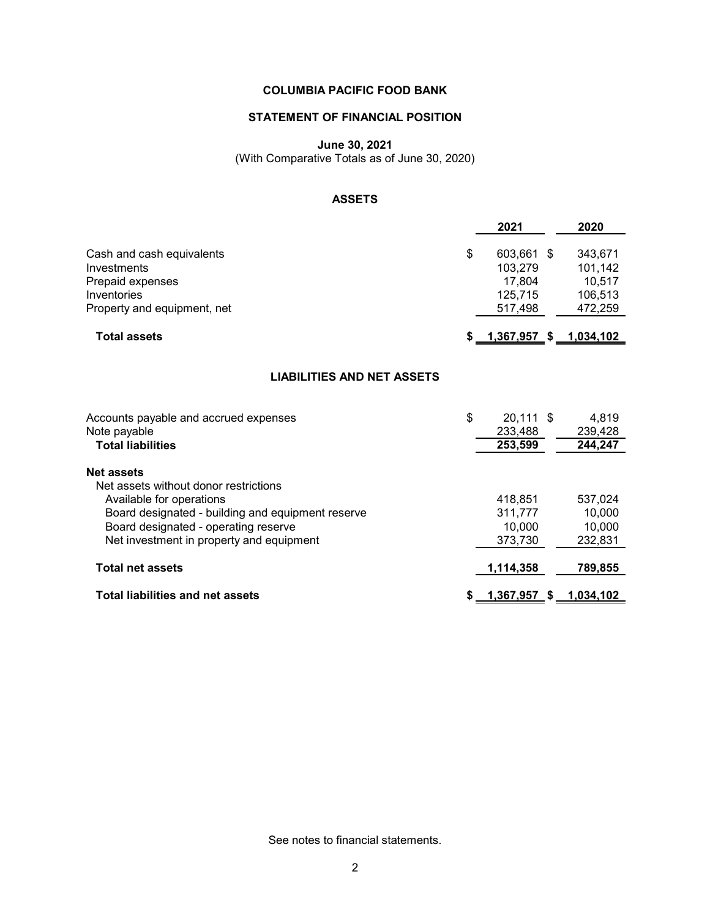# COLUMBIA PACIFIC FOOD BANK

## STATEMENT OF FINANCIAL POSITION

**June 30, 2021**
(With Comparative Totals as of June 30, 2020)

### ASSETS

| | 2021 | 2020 |
|---|---|---|
| Cash and cash equivalents | $ 603,661 | $ 343,671 |
| Investments | 103,279 | 101,142 |
| Prepaid expenses | 17,804 | 10,517 |
| Inventories | 125,715 | 106,513 |
| Property and equipment, net | 517,498 | 472,259 |
| **Total assets** | **$ 1,367,957** | **$ 1,034,102** |

### LIABILITIES AND NET ASSETS

| | 2021 | 2020 |
|---|---|---|
| Accounts payable and accrued expenses | $ 20,111 | $ 4,819 |
| Note payable | 233,488 | 239,428 |
| **Total liabilities** | **253,599** | **244,247** |
| **Net assets** | | |
| Net assets without donor restrictions | | |
| Available for operations | 418,851 | 537,024 |
| Board designated - building and equipment reserve | 311,777 | 10,000 |
| Board designated - operating reserve | 10,000 | 10,000 |
| Net investment in property and equipment | 373,730 | 232,831 |
| **Total net assets** | **1,114,358** | **789,855** |
| **Total liabilities and net assets** | **$ 1,367,957** | **$ 1,034,102** |

See notes to financial statements.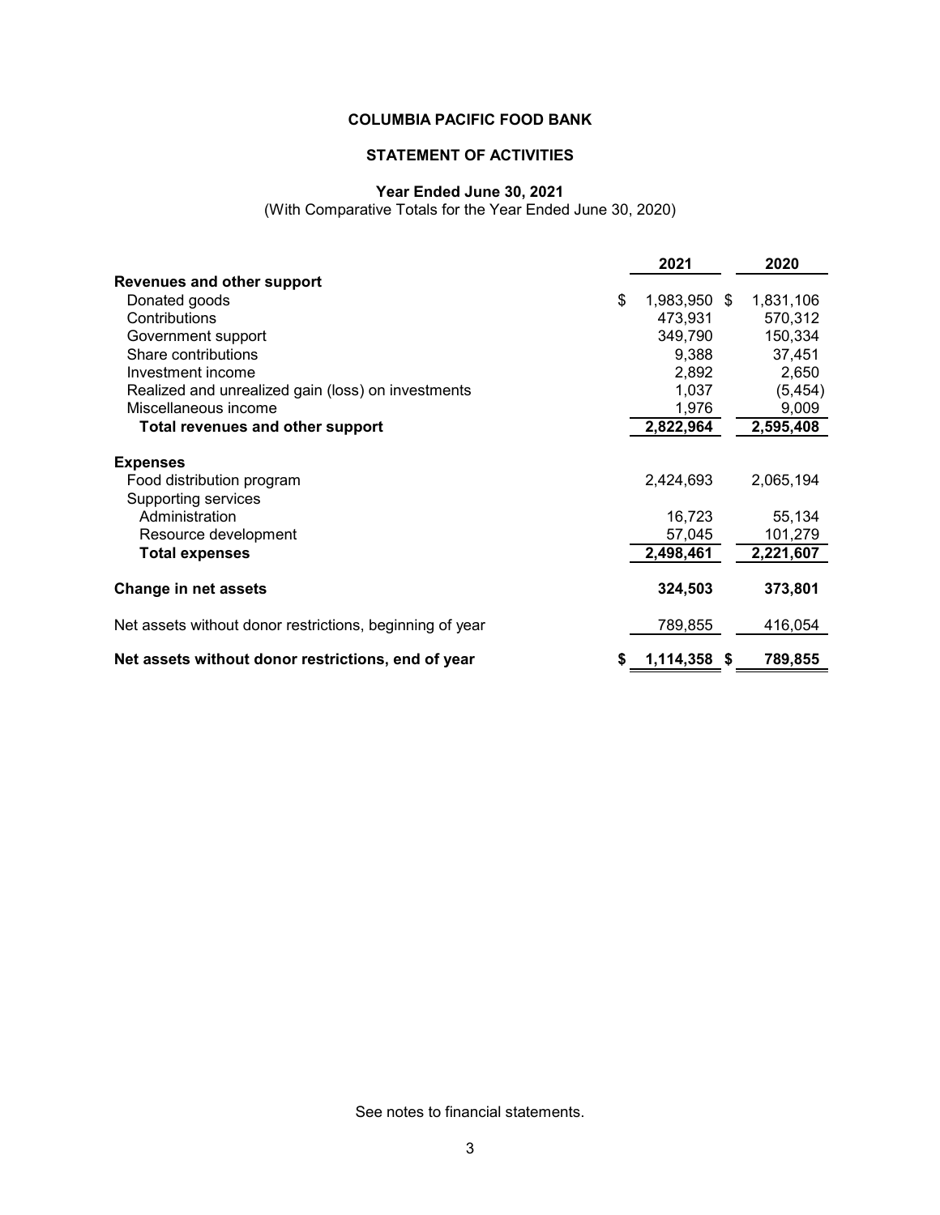# COLUMBIA PACIFIC FOOD BANK

## STATEMENT OF ACTIVITIES

### Year Ended June 30, 2021

(With Comparative Totals for the Year Ended June 30, 2020)

| | 2021 | 2020 |
|---|---|---|
| **Revenues and other support** | | |
| Donated goods | $ 1,983,950 | $ 1,831,106 |
| Contributions | 473,931 | 570,312 |
| Government support | 349,790 | 150,334 |
| Share contributions | 9,388 | 37,451 |
| Investment income | 2,892 | 2,650 |
| Realized and unrealized gain (loss) on investments | 1,037 | (5,454) |
| Miscellaneous income | 1,976 | 9,009 |
| **Total revenues and other support** | **2,822,964** | **2,595,408** |
| **Expenses** | | |
| Food distribution program | 2,424,693 | 2,065,194 |
| Supporting services | | |
| Administration | 16,723 | 55,134 |
| Resource development | 57,045 | 101,279 |
| **Total expenses** | **2,498,461** | **2,221,607** |
| **Change in net assets** | **324,503** | **373,801** |
| Net assets without donor restrictions, beginning of year | 789,855 | 416,054 |
| **Net assets without donor restrictions, end of year** | **$ 1,114,358** | **$ 789,855** |

See notes to financial statements.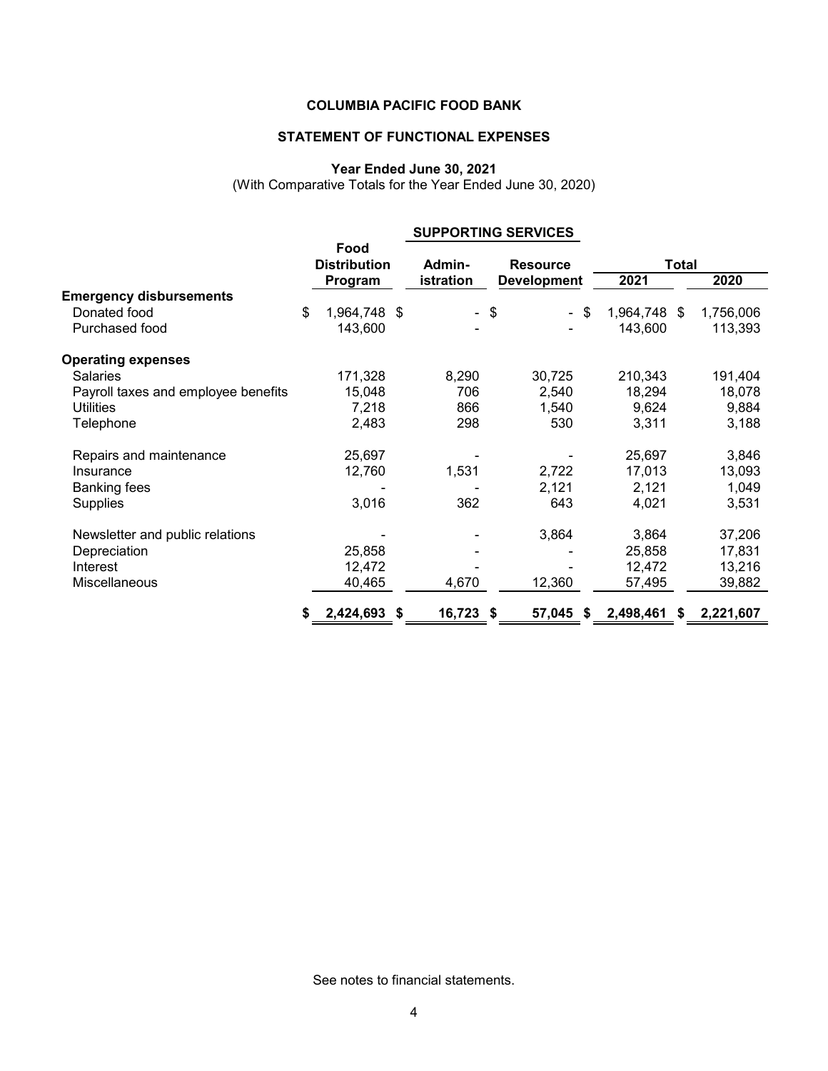**COLUMBIA PACIFIC FOOD BANK**

**STATEMENT OF FUNCTIONAL EXPENSES**

**Year Ended June 30, 2021**
(With Comparative Totals for the Year Ended June 30, 2020)

| | Food Distribution Program | SUPPORTING SERVICES | | Total | |
|---|---|---|---|---|---|
| | | Admin-istration | Resource Development | 2021 | 2020 |
| **Emergency disbursements** | | | | | |
| Donated food | $ 1,964,748 | $ - | $ - | $ 1,964,748 | $ 1,756,006 |
| Purchased food | 143,600 | - | - | 143,600 | 113,393 |
| **Operating expenses** | | | | | |
| Salaries | 171,328 | 8,290 | 30,725 | 210,343 | 191,404 |
| Payroll taxes and employee benefits | 15,048 | 706 | 2,540 | 18,294 | 18,078 |
| Utilities | 7,218 | 866 | 1,540 | 9,624 | 9,884 |
| Telephone | 2,483 | 298 | 530 | 3,311 | 3,188 |
| Repairs and maintenance | 25,697 | - | - | 25,697 | 3,846 |
| Insurance | 12,760 | 1,531 | 2,722 | 17,013 | 13,093 |
| Banking fees | - | - | 2,121 | 2,121 | 1,049 |
| Supplies | 3,016 | 362 | 643 | 4,021 | 3,531 |
| Newsletter and public relations | - | - | 3,864 | 3,864 | 37,206 |
| Depreciation | 25,858 | - | - | 25,858 | 17,831 |
| Interest | 12,472 | - | - | 12,472 | 13,216 |
| Miscellaneous | 40,465 | 4,670 | 12,360 | 57,495 | 39,882 |
| | **$ 2,424,693** | **$ 16,723** | **$ 57,045** | **$ 2,498,461** | **$ 2,221,607** |

See notes to financial statements.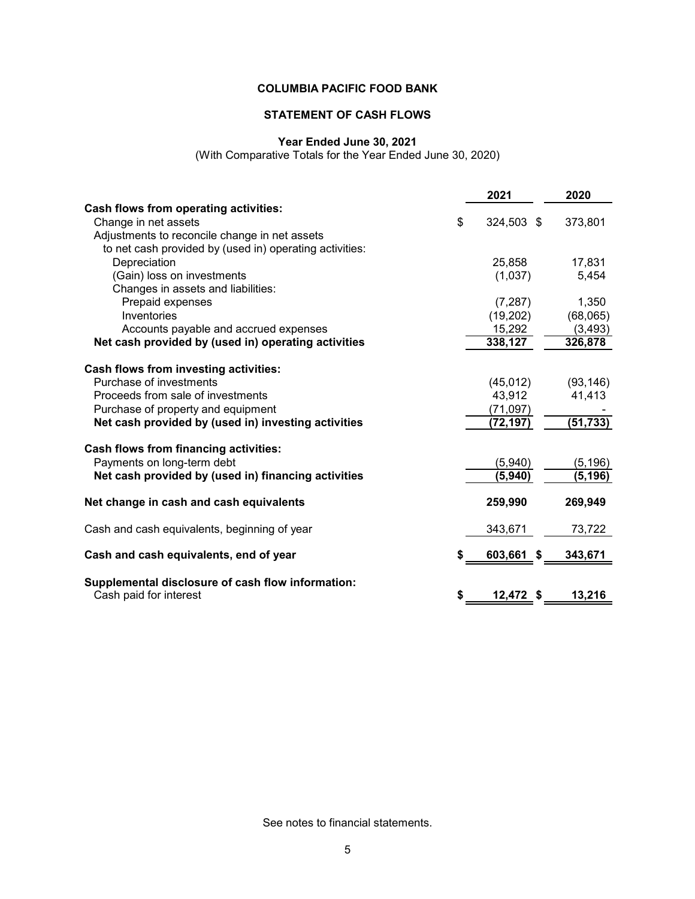# COLUMBIA PACIFIC FOOD BANK

## STATEMENT OF CASH FLOWS

### Year Ended June 30, 2021

(With Comparative Totals for the Year Ended June 30, 2020)

| | 2021 | 2020 |
|---|---|---|
| **Cash flows from operating activities:** | | |
| Change in net assets | $ 324,503 | $ 373,801 |
| Adjustments to reconcile change in net assets to net cash provided by (used in) operating activities: | | |
| Depreciation | 25,858 | 17,831 |
| (Gain) loss on investments | (1,037) | 5,454 |
| Changes in assets and liabilities: | | |
| Prepaid expenses | (7,287) | 1,350 |
| Inventories | (19,202) | (68,065) |
| Accounts payable and accrued expenses | 15,292 | (3,493) |
| **Net cash provided by (used in) operating activities** | **338,127** | **326,878** |
| **Cash flows from investing activities:** | | |
| Purchase of investments | (45,012) | (93,146) |
| Proceeds from sale of investments | 43,912 | 41,413 |
| Purchase of property and equipment | (71,097) | - |
| **Net cash provided by (used in) investing activities** | **(72,197)** | **(51,733)** |
| **Cash flows from financing activities:** | | |
| Payments on long-term debt | (5,940) | (5,196) |
| **Net cash provided by (used in) financing activities** | **(5,940)** | **(5,196)** |
| **Net change in cash and cash equivalents** | **259,990** | **269,949** |
| Cash and cash equivalents, beginning of year | 343,671 | 73,722 |
| **Cash and cash equivalents, end of year** | **$ 603,661** | **$ 343,671** |
| **Supplemental disclosure of cash flow information:** | | |
| Cash paid for interest | **$ 12,472** | **$ 13,216** |

See notes to financial statements.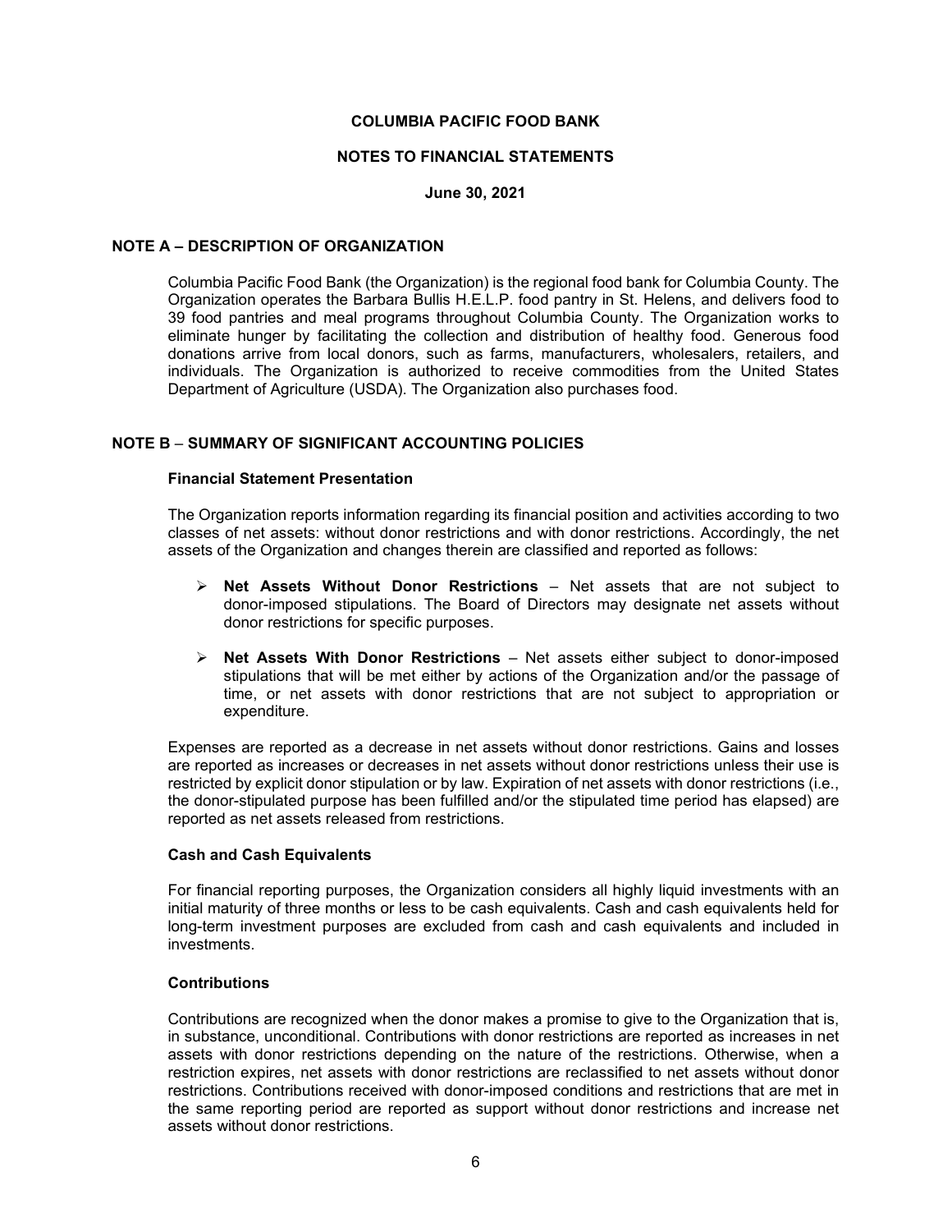# COLUMBIA PACIFIC FOOD BANK

## NOTES TO FINANCIAL STATEMENTS

### June 30, 2021

## NOTE A – DESCRIPTION OF ORGANIZATION

Columbia Pacific Food Bank (the Organization) is the regional food bank for Columbia County. The Organization operates the Barbara Bullis H.E.L.P. food pantry in St. Helens, and delivers food to 39 food pantries and meal programs throughout Columbia County. The Organization works to eliminate hunger by facilitating the collection and distribution of healthy food. Generous food donations arrive from local donors, such as farms, manufacturers, wholesalers, retailers, and individuals. The Organization is authorized to receive commodities from the United States Department of Agriculture (USDA). The Organization also purchases food.

## NOTE B – SUMMARY OF SIGNIFICANT ACCOUNTING POLICIES

### Financial Statement Presentation

The Organization reports information regarding its financial position and activities according to two classes of net assets: without donor restrictions and with donor restrictions. Accordingly, the net assets of the Organization and changes therein are classified and reported as follows:

- **Net Assets Without Donor Restrictions** – Net assets that are not subject to donor-imposed stipulations. The Board of Directors may designate net assets without donor restrictions for specific purposes.
- **Net Assets With Donor Restrictions** – Net assets either subject to donor-imposed stipulations that will be met either by actions of the Organization and/or the passage of time, or net assets with donor restrictions that are not subject to appropriation or expenditure.

Expenses are reported as a decrease in net assets without donor restrictions. Gains and losses are reported as increases or decreases in net assets without donor restrictions unless their use is restricted by explicit donor stipulation or by law. Expiration of net assets with donor restrictions (i.e., the donor-stipulated purpose has been fulfilled and/or the stipulated time period has elapsed) are reported as net assets released from restrictions.

### Cash and Cash Equivalents

For financial reporting purposes, the Organization considers all highly liquid investments with an initial maturity of three months or less to be cash equivalents. Cash and cash equivalents held for long-term investment purposes are excluded from cash and cash equivalents and included in investments.

### Contributions

Contributions are recognized when the donor makes a promise to give to the Organization that is, in substance, unconditional. Contributions with donor restrictions are reported as increases in net assets with donor restrictions depending on the nature of the restrictions. Otherwise, when a restriction expires, net assets with donor restrictions are reclassified to net assets without donor restrictions. Contributions received with donor-imposed conditions and restrictions that are met in the same reporting period are reported as support without donor restrictions and increase net assets without donor restrictions.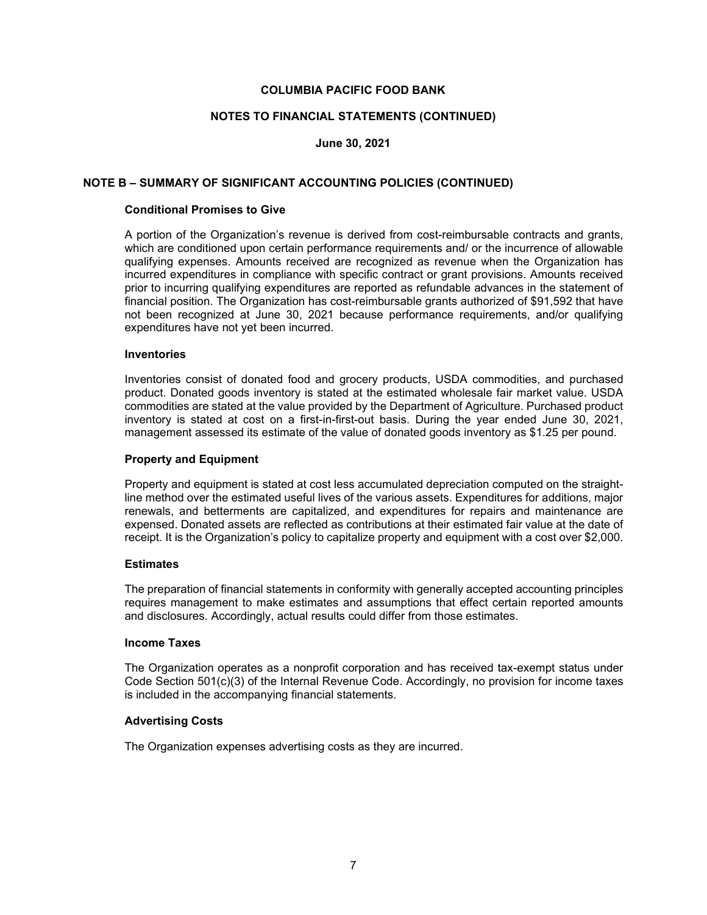# COLUMBIA PACIFIC FOOD BANK

## NOTES TO FINANCIAL STATEMENTS (CONTINUED)

**June 30, 2021**

## NOTE B – SUMMARY OF SIGNIFICANT ACCOUNTING POLICIES (CONTINUED)

### Conditional Promises to Give

A portion of the Organization's revenue is derived from cost-reimbursable contracts and grants, which are conditioned upon certain performance requirements and/ or the incurrence of allowable qualifying expenses. Amounts received are recognized as revenue when the Organization has incurred expenditures in compliance with specific contract or grant provisions. Amounts received prior to incurring qualifying expenditures are reported as refundable advances in the statement of financial position. The Organization has cost-reimbursable grants authorized of $91,592 that have not been recognized at June 30, 2021 because performance requirements, and/or qualifying expenditures have not yet been incurred.

### Inventories

Inventories consist of donated food and grocery products, USDA commodities, and purchased product. Donated goods inventory is stated at the estimated wholesale fair market value. USDA commodities are stated at the value provided by the Department of Agriculture. Purchased product inventory is stated at cost on a first-in-first-out basis. During the year ended June 30, 2021, management assessed its estimate of the value of donated goods inventory as $1.25 per pound.

### Property and Equipment

Property and equipment is stated at cost less accumulated depreciation computed on the straight-line method over the estimated useful lives of the various assets. Expenditures for additions, major renewals, and betterments are capitalized, and expenditures for repairs and maintenance are expensed. Donated assets are reflected as contributions at their estimated fair value at the date of receipt. It is the Organization's policy to capitalize property and equipment with a cost over $2,000.

### Estimates

The preparation of financial statements in conformity with generally accepted accounting principles requires management to make estimates and assumptions that effect certain reported amounts and disclosures. Accordingly, actual results could differ from those estimates.

### Income Taxes

The Organization operates as a nonprofit corporation and has received tax-exempt status under Code Section 501(c)(3) of the Internal Revenue Code. Accordingly, no provision for income taxes is included in the accompanying financial statements.

### Advertising Costs

The Organization expenses advertising costs as they are incurred.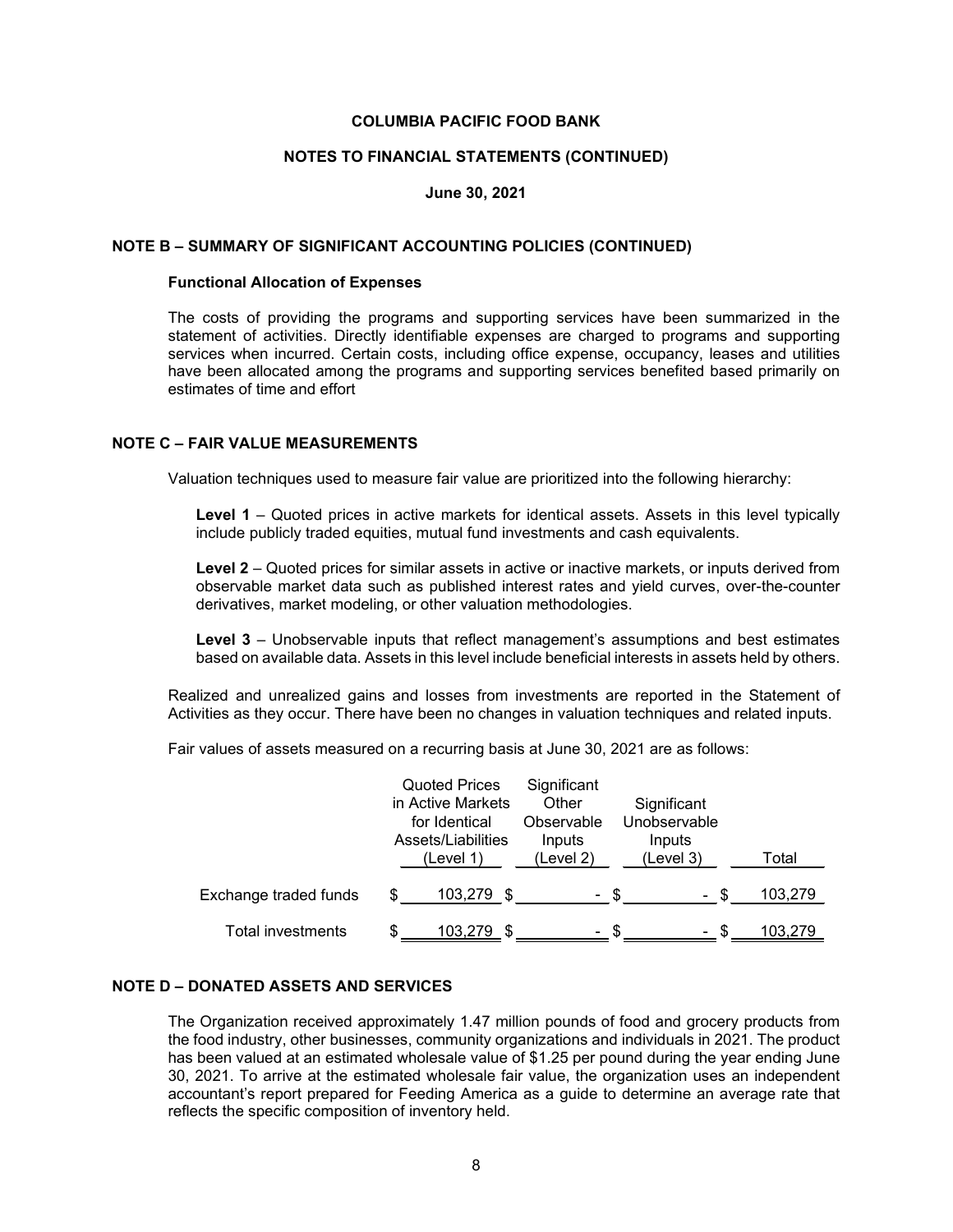**COLUMBIA PACIFIC FOOD BANK**

**NOTES TO FINANCIAL STATEMENTS (CONTINUED)**

**June 30, 2021**

## NOTE B – SUMMARY OF SIGNIFICANT ACCOUNTING POLICIES (CONTINUED)

### Functional Allocation of Expenses

The costs of providing the programs and supporting services have been summarized in the statement of activities. Directly identifiable expenses are charged to programs and supporting services when incurred. Certain costs, including office expense, occupancy, leases and utilities have been allocated among the programs and supporting services benefited based primarily on estimates of time and effort

## NOTE C – FAIR VALUE MEASUREMENTS

Valuation techniques used to measure fair value are prioritized into the following hierarchy:

**Level 1** – Quoted prices in active markets for identical assets. Assets in this level typically include publicly traded equities, mutual fund investments and cash equivalents.

**Level 2** – Quoted prices for similar assets in active or inactive markets, or inputs derived from observable market data such as published interest rates and yield curves, over-the-counter derivatives, market modeling, or other valuation methodologies.

**Level 3** – Unobservable inputs that reflect management's assumptions and best estimates based on available data. Assets in this level include beneficial interests in assets held by others.

Realized and unrealized gains and losses from investments are reported in the Statement of Activities as they occur. There have been no changes in valuation techniques and related inputs.

Fair values of assets measured on a recurring basis at June 30, 2021 are as follows:

| | Quoted Prices in Active Markets for Identical Assets/Liabilities (Level 1) | Significant Other Observable Inputs (Level 2) | Significant Unobservable Inputs (Level 3) | Total |
|---|---|---|---|---|
| Exchange traded funds | $ 103,279 | $ - | $ - | $ 103,279 |
| Total investments | $ 103,279 | $ - | $ - | $ 103,279 |

## NOTE D – DONATED ASSETS AND SERVICES

The Organization received approximately 1.47 million pounds of food and grocery products from the food industry, other businesses, community organizations and individuals in 2021. The product has been valued at an estimated wholesale value of $1.25 per pound during the year ending June 30, 2021. To arrive at the estimated wholesale fair value, the organization uses an independent accountant's report prepared for Feeding America as a guide to determine an average rate that reflects the specific composition of inventory held.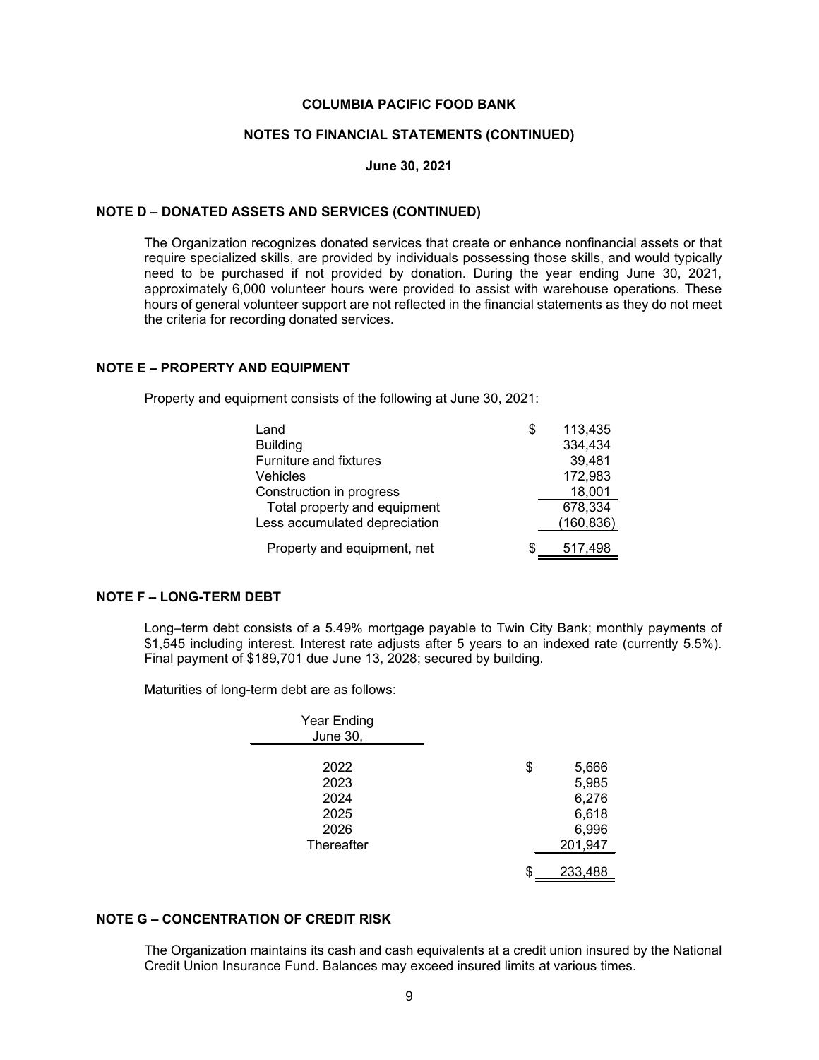# COLUMBIA PACIFIC FOOD BANK

## NOTES TO FINANCIAL STATEMENTS (CONTINUED)

### June 30, 2021

### NOTE D – DONATED ASSETS AND SERVICES (CONTINUED)

The Organization recognizes donated services that create or enhance nonfinancial assets or that require specialized skills, are provided by individuals possessing those skills, and would typically need to be purchased if not provided by donation. During the year ending June 30, 2021, approximately 6,000 volunteer hours were provided to assist with warehouse operations. These hours of general volunteer support are not reflected in the financial statements as they do not meet the criteria for recording donated services.

### NOTE E – PROPERTY AND EQUIPMENT

Property and equipment consists of the following at June 30, 2021:

| | |
|---|---|
| Land | $ 113,435 |
| Building | 334,434 |
| Furniture and fixtures | 39,481 |
| Vehicles | 172,983 |
| Construction in progress | 18,001 |
| Total property and equipment | 678,334 |
| Less accumulated depreciation | (160,836) |
| Property and equipment, net | $ 517,498 |

### NOTE F – LONG-TERM DEBT

Long–term debt consists of a 5.49% mortgage payable to Twin City Bank; monthly payments of $1,545 including interest. Interest rate adjusts after 5 years to an indexed rate (currently 5.5%). Final payment of $189,701 due June 13, 2028; secured by building.

Maturities of long-term debt are as follows:

| Year Ending June 30, | |
|---|---|
| 2022 | $ 5,666 |
| 2023 | 5,985 |
| 2024 | 6,276 |
| 2025 | 6,618 |
| 2026 | 6,996 |
| Thereafter | 201,947 |
| | $ 233,488 |

### NOTE G – CONCENTRATION OF CREDIT RISK

The Organization maintains its cash and cash equivalents at a credit union insured by the National Credit Union Insurance Fund. Balances may exceed insured limits at various times.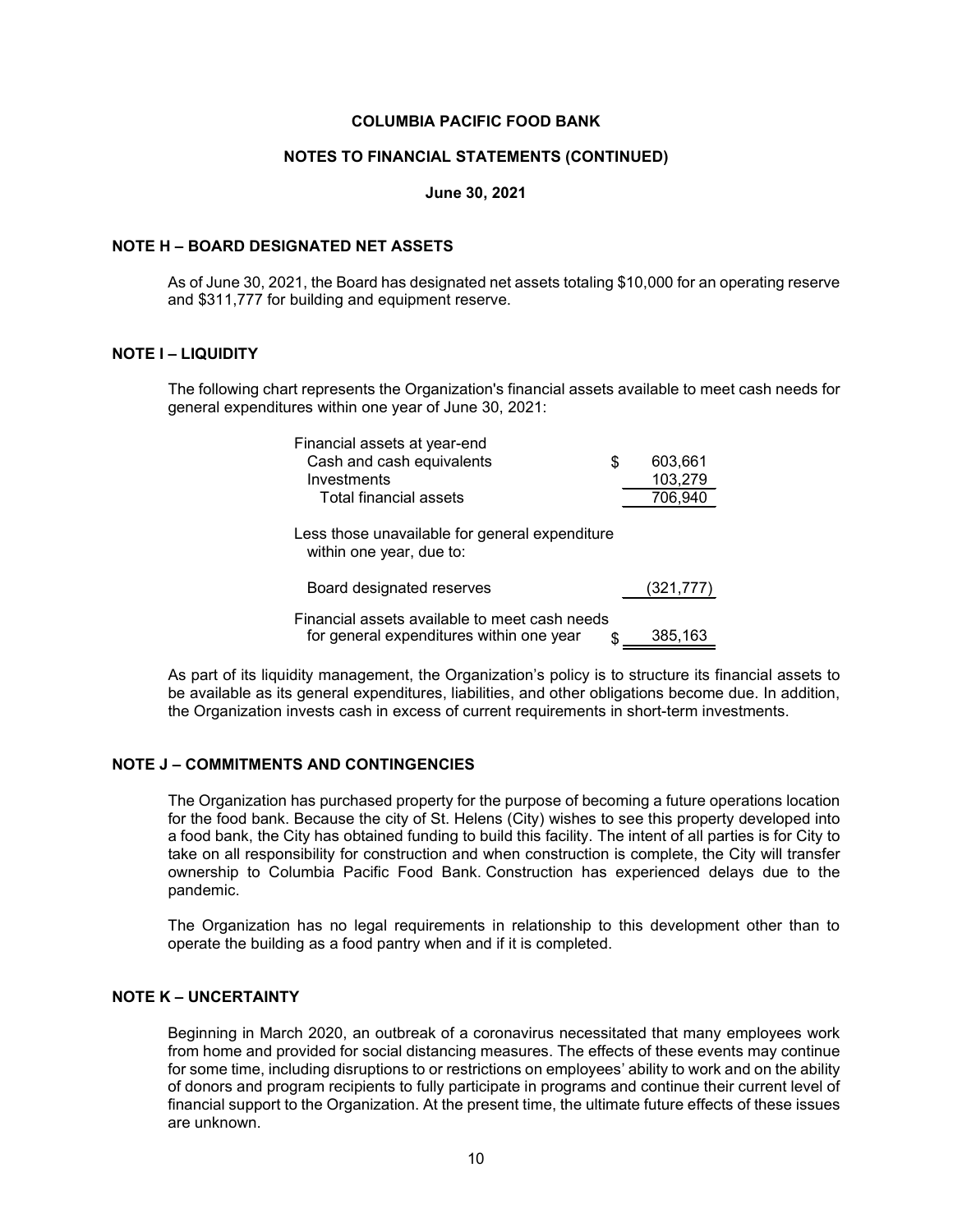# COLUMBIA PACIFIC FOOD BANK

## NOTES TO FINANCIAL STATEMENTS (CONTINUED)

### June 30, 2021

## NOTE H – BOARD DESIGNATED NET ASSETS

As of June 30, 2021, the Board has designated net assets totaling $10,000 for an operating reserve and $311,777 for building and equipment reserve.

## NOTE I – LIQUIDITY

The following chart represents the Organization's financial assets available to meet cash needs for general expenditures within one year of June 30, 2021:

| | | |
|---|---|---|
| Financial assets at year-end | | |
| Cash and cash equivalents | $ | 603,661 |
| Investments | | 103,279 |
| Total financial assets | | 706,940 |
| Less those unavailable for general expenditure within one year, due to: | | |
| Board designated reserves | | (321,777) |
| Financial assets available to meet cash needs for general expenditures within one year | $ | 385,163 |

As part of its liquidity management, the Organization's policy is to structure its financial assets to be available as its general expenditures, liabilities, and other obligations become due. In addition, the Organization invests cash in excess of current requirements in short-term investments.

## NOTE J – COMMITMENTS AND CONTINGENCIES

The Organization has purchased property for the purpose of becoming a future operations location for the food bank. Because the city of St. Helens (City) wishes to see this property developed into a food bank, the City has obtained funding to build this facility. The intent of all parties is for City to take on all responsibility for construction and when construction is complete, the City will transfer ownership to Columbia Pacific Food Bank. Construction has experienced delays due to the pandemic.

The Organization has no legal requirements in relationship to this development other than to operate the building as a food pantry when and if it is completed.

## NOTE K – UNCERTAINTY

Beginning in March 2020, an outbreak of a coronavirus necessitated that many employees work from home and provided for social distancing measures. The effects of these events may continue for some time, including disruptions to or restrictions on employees' ability to work and on the ability of donors and program recipients to fully participate in programs and continue their current level of financial support to the Organization. At the present time, the ultimate future effects of these issues are unknown.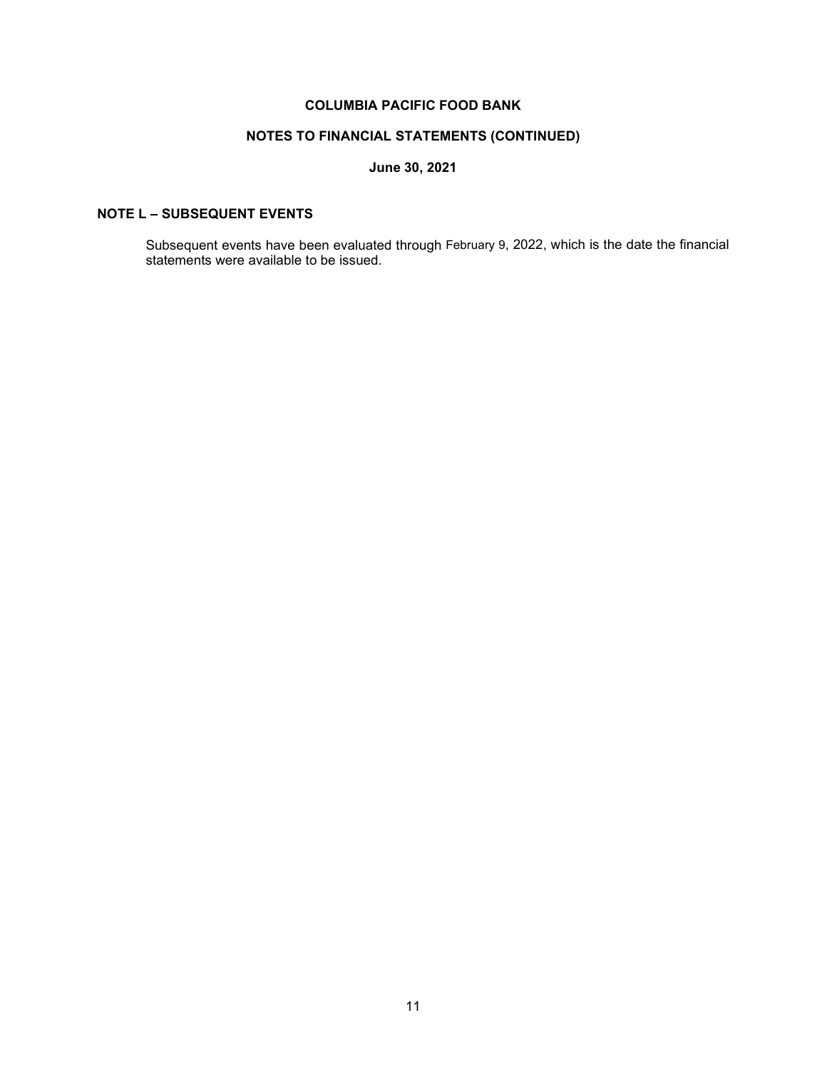**COLUMBIA PACIFIC FOOD BANK**

**NOTES TO FINANCIAL STATEMENTS (CONTINUED)**

**June 30, 2021**

## NOTE L – SUBSEQUENT EVENTS

Subsequent events have been evaluated through February 9, 2022, which is the date the financial statements were available to be issued.